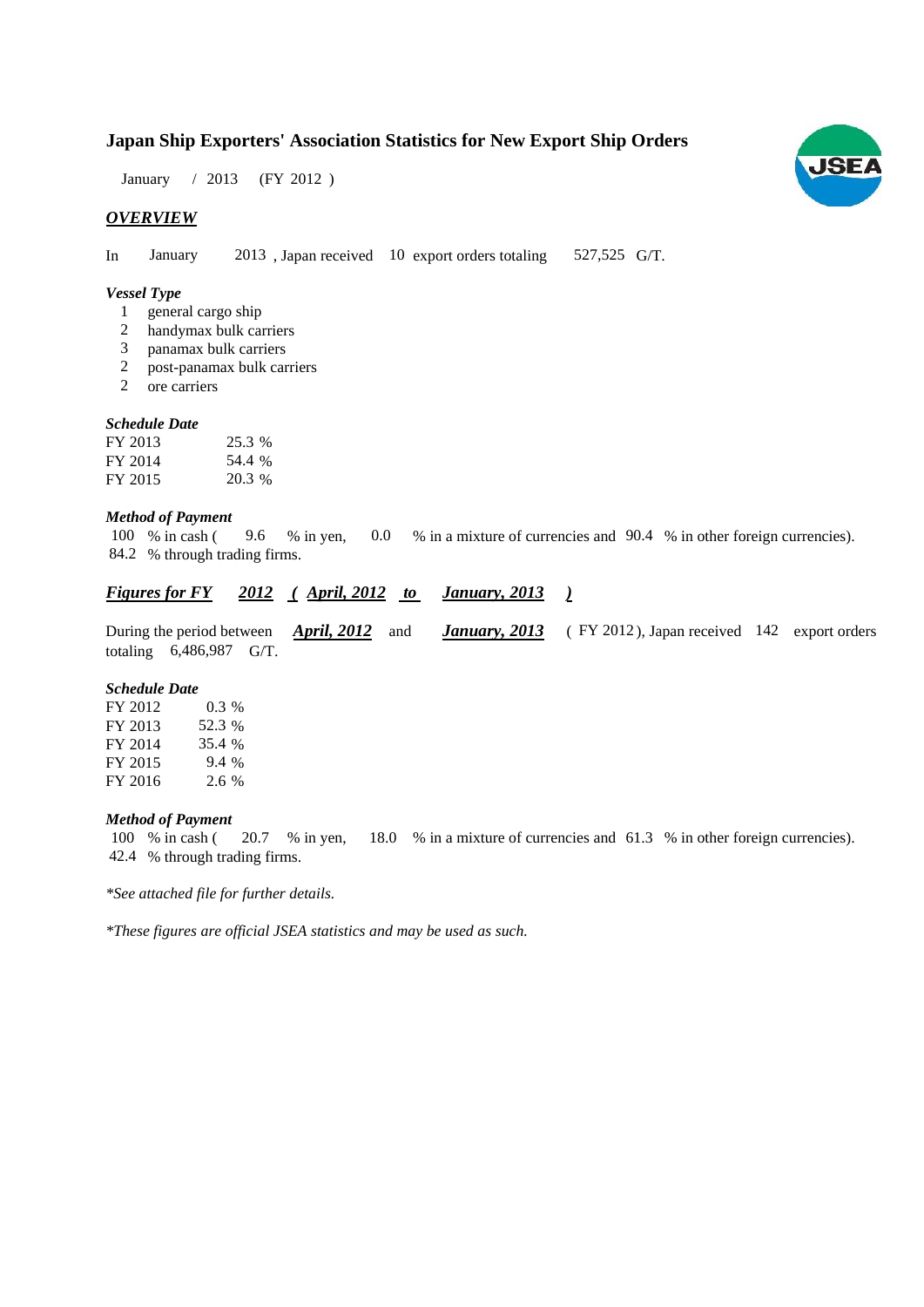# Japan Ship Exporters' Association Statistics for New Export Ship Orders

January / 2013 (FY 2012 )

## *OVERVIEW*

In January 2013 , Japan received 10 export orders totaling 527,525 G/T.

### *Vessel Type*

1 general cargo ship
2 handymax bulk carriers
3 panamax bulk carriers
2 post-panamax bulk carriers
2 ore carriers

### *Schedule Date*

| | |
|---|---|
| FY 2013 | 25.3 % |
| FY 2014 | 54.4 % |
| FY 2015 | 20.3 % |

### *Method of Payment*

100 % in cash ( 9.6 % in yen, 0.0 % in a mixture of currencies and 90.4 % in other foreign currencies).
84.2 % through trading firms.

## ***Figures for FY 2012 ( April, 2012 to January, 2013 )***

During the period between ***April, 2012*** and ***January, 2013*** ( FY 2012 ), Japan received 142 export orders totaling 6,486,987 G/T.

### *Schedule Date*

| | |
|---|---|
| FY 2012 | 0.3 % |
| FY 2013 | 52.3 % |
| FY 2014 | 35.4 % |
| FY 2015 | 9.4 % |
| FY 2016 | 2.6 % |

### *Method of Payment*

100 % in cash ( 20.7 % in yen, 18.0 % in a mixture of currencies and 61.3 % in other foreign currencies).
42.4 % through trading firms.

*\*See attached file for further details.*

*\*These figures are official JSEA statistics and may be used as such.*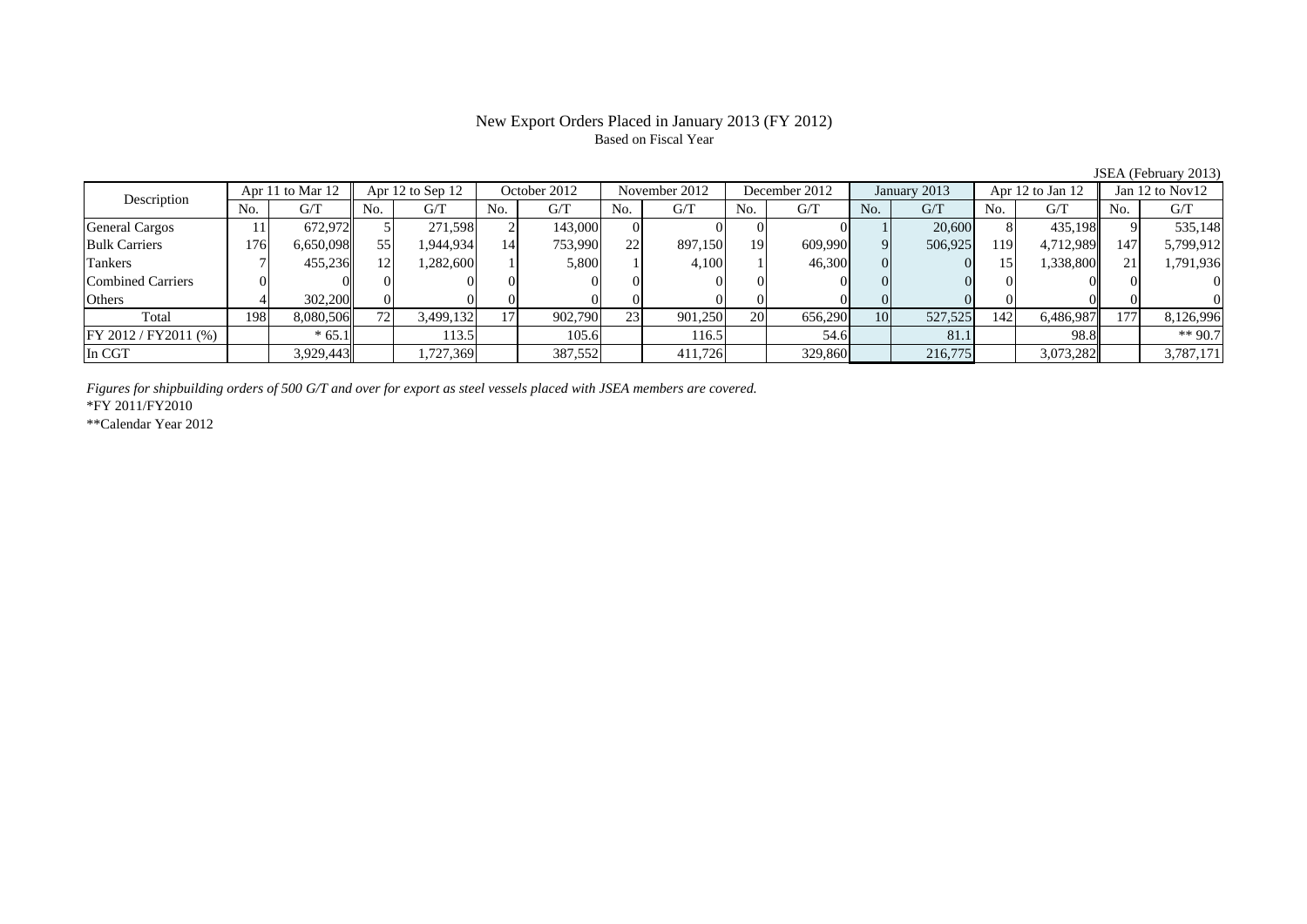# New Export Orders Placed in January 2013 (FY 2012)

Based on Fiscal Year

JSEA (February 2013)

| Description | Apr 11 to Mar 12 | | Apr 12 to Sep 12 | | October 2012 | | November 2012 | | December 2012 | | January 2013 | | Apr 12 to Jan 12 | | Jan 12 to Nov12 | |
|---|---|---|---|---|---|---|---|---|---|---|---|---|---|---|---|---|
| | No. | G/T | No. | G/T | No. | G/T | No. | G/T | No. | G/T | No. | G/T | No. | G/T | No. | G/T |
| General Cargos | 11 | 672,972 | 5 | 271,598 | 2 | 143,000 | 0 | 0 | 0 | 0 | 1 | 20,600 | 8 | 435,198 | 9 | 535,148 |
| Bulk Carriers | 176 | 6,650,098 | 55 | 1,944,934 | 14 | 753,990 | 22 | 897,150 | 19 | 609,990 | 9 | 506,925 | 119 | 4,712,989 | 147 | 5,799,912 |
| Tankers | 7 | 455,236 | 12 | 1,282,600 | 1 | 5,800 | 1 | 4,100 | 1 | 46,300 | 0 | 0 | 15 | 1,338,800 | 21 | 1,791,936 |
| Combined Carriers | 0 | 0 | 0 | 0 | 0 | 0 | 0 | 0 | 0 | 0 | 0 | 0 | 0 | 0 | 0 | 0 |
| Others | 4 | 302,200 | 0 | 0 | 0 | 0 | 0 | 0 | 0 | 0 | 0 | 0 | 0 | 0 | 0 | 0 |
| Total | 198 | 8,080,506 | 72 | 3,499,132 | 17 | 902,790 | 23 | 901,250 | 20 | 656,290 | 10 | 527,525 | 142 | 6,486,987 | 177 | 8,126,996 |
| FY 2012 / FY2011 (%) | | * 65.1 | | 113.5 | | 105.6 | | 116.5 | | 54.6 | | 81.1 | | 98.8 | | ** 90.7 |
| In CGT | | 3,929,443 | | 1,727,369 | | 387,552 | | 411,726 | | 329,860 | | 216,775 | | 3,073,282 | | 3,787,171 |

*Figures for shipbuilding orders of 500 G/T and over for export as steel vessels placed with JSEA members are covered.*

*FY 2011/FY2010

**Calendar Year 2012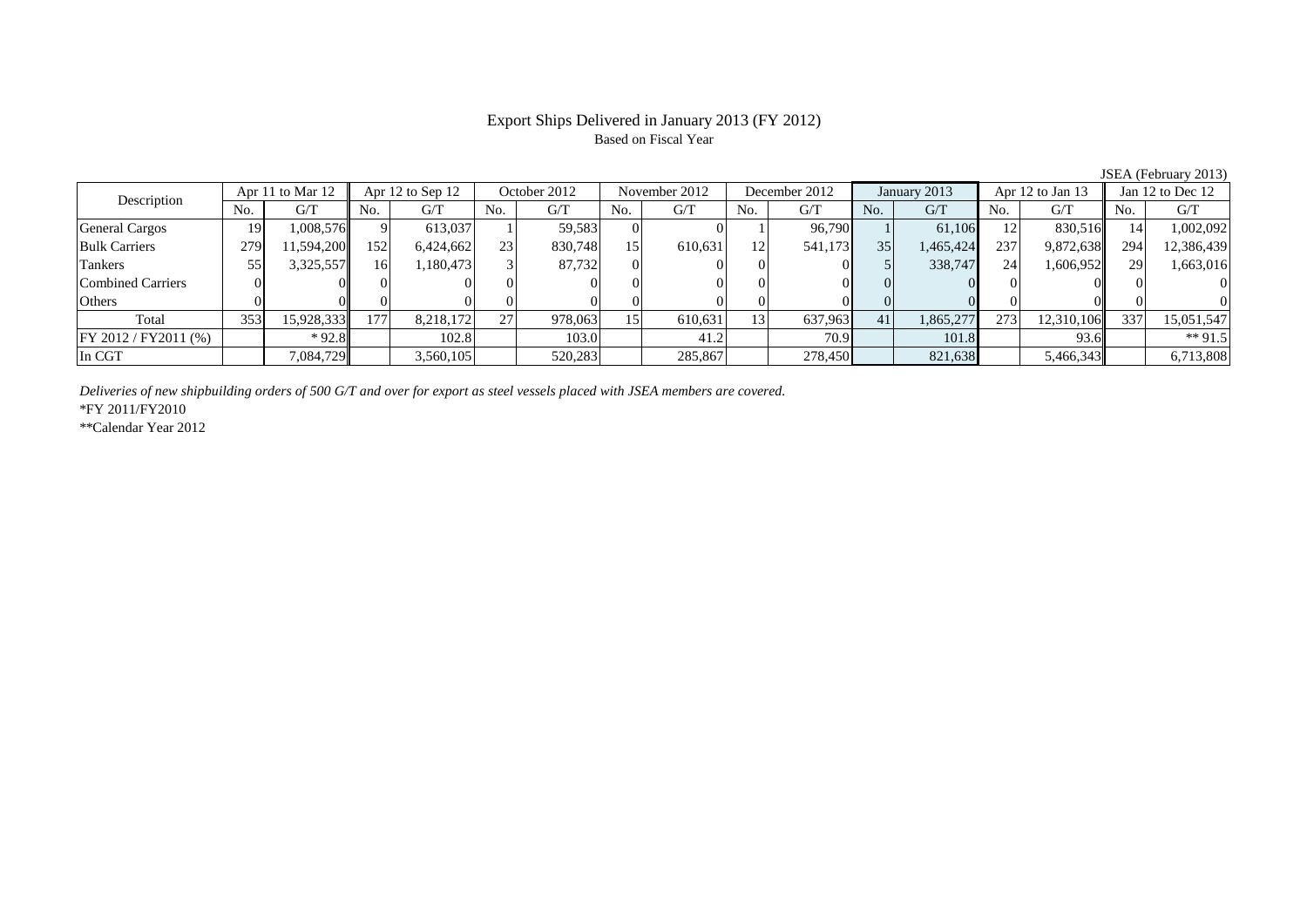# Export Ships Delivered in January 2013 (FY 2012)

Based on Fiscal Year

JSEA (February 2013)

| Description | Apr 11 to Mar 12 | | Apr 12 to Sep 12 | | October 2012 | | November 2012 | | December 2012 | | January 2013 | | Apr 12 to Jan 13 | | Jan 12 to Dec 12 | |
|---|---|---|---|---|---|---|---|---|---|---|---|---|---|---|---|---|
| | No. | G/T | No. | G/T | No. | G/T | No. | G/T | No. | G/T | No. | G/T | No. | G/T | No. | G/T |
| General Cargos | 19 | 1,008,576 | 9 | 613,037 | 1 | 59,583 | 0 | 0 | 1 | 96,790 | 1 | 61,106 | 12 | 830,516 | 14 | 1,002,092 |
| Bulk Carriers | 279 | 11,594,200 | 152 | 6,424,662 | 23 | 830,748 | 15 | 610,631 | 12 | 541,173 | 35 | 1,465,424 | 237 | 9,872,638 | 294 | 12,386,439 |
| Tankers | 55 | 3,325,557 | 16 | 1,180,473 | 3 | 87,732 | 0 | 0 | 0 | 0 | 5 | 338,747 | 24 | 1,606,952 | 29 | 1,663,016 |
| Combined Carriers | 0 | 0 | 0 | 0 | 0 | 0 | 0 | 0 | 0 | 0 | 0 | 0 | 0 | 0 | 0 | 0 |
| Others | 0 | 0 | 0 | 0 | 0 | 0 | 0 | 0 | 0 | 0 | 0 | 0 | 0 | 0 | 0 | 0 |
| Total | 353 | 15,928,333 | 177 | 8,218,172 | 27 | 978,063 | 15 | 610,631 | 13 | 637,963 | 41 | 1,865,277 | 273 | 12,310,106 | 337 | 15,051,547 |
| FY 2012 / FY2011 (%) | | * 92.8 | | 102.8 | | 103.0 | | 41.2 | | 70.9 | | 101.8 | | 93.6 | | ** 91.5 |
| In CGT | | 7,084,729 | | 3,560,105 | | 520,283 | | 285,867 | | 278,450 | | 821,638 | | 5,466,343 | | 6,713,808 |

*Deliveries of new shipbuilding orders of 500 G/T and over for export as steel vessels placed with JSEA members are covered.*

*FY 2011/FY2010

**Calendar Year 2012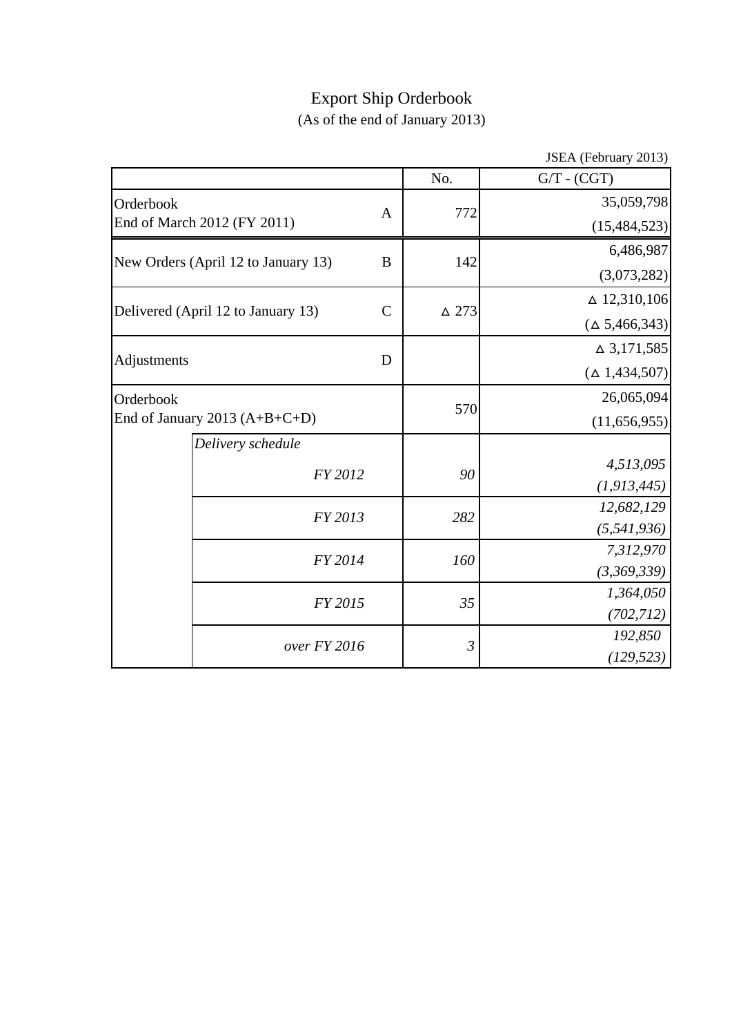# Export Ship Orderbook

(As of the end of January 2013)

JSEA (February 2013)

| | | | No. | G/T - (CGT) |
|---|---|---|---|---|
| Orderbook<br>End of March 2012 (FY 2011) | | A | 772 | 35,059,798<br>(15,484,523) |
| New Orders (April 12 to January 13) | | B | 142 | 6,486,987<br>(3,073,282) |
| Delivered (April 12 to January 13) | | C | ⊿ 273 | ⊿ 12,310,106<br>(⊿ 5,466,343) |
| Adjustments | | D | | ⊿ 3,171,585<br>(⊿ 1,434,507) |
| Orderbook<br>End of January 2013 (A+B+C+D) | | | 570 | 26,065,094<br>(11,656,955) |
| | *Delivery schedule*<br>*FY 2012* | | *90* | *4,513,095*<br>*(1,913,445)* |
| | *FY 2013* | | *282* | *12,682,129*<br>*(5,541,936)* |
| | *FY 2014* | | *160* | *7,312,970*<br>*(3,369,339)* |
| | *FY 2015* | | *35* | *1,364,050*<br>*(702,712)* |
| | *over FY 2016* | | *3* | *192,850*<br>*(129,523)* |